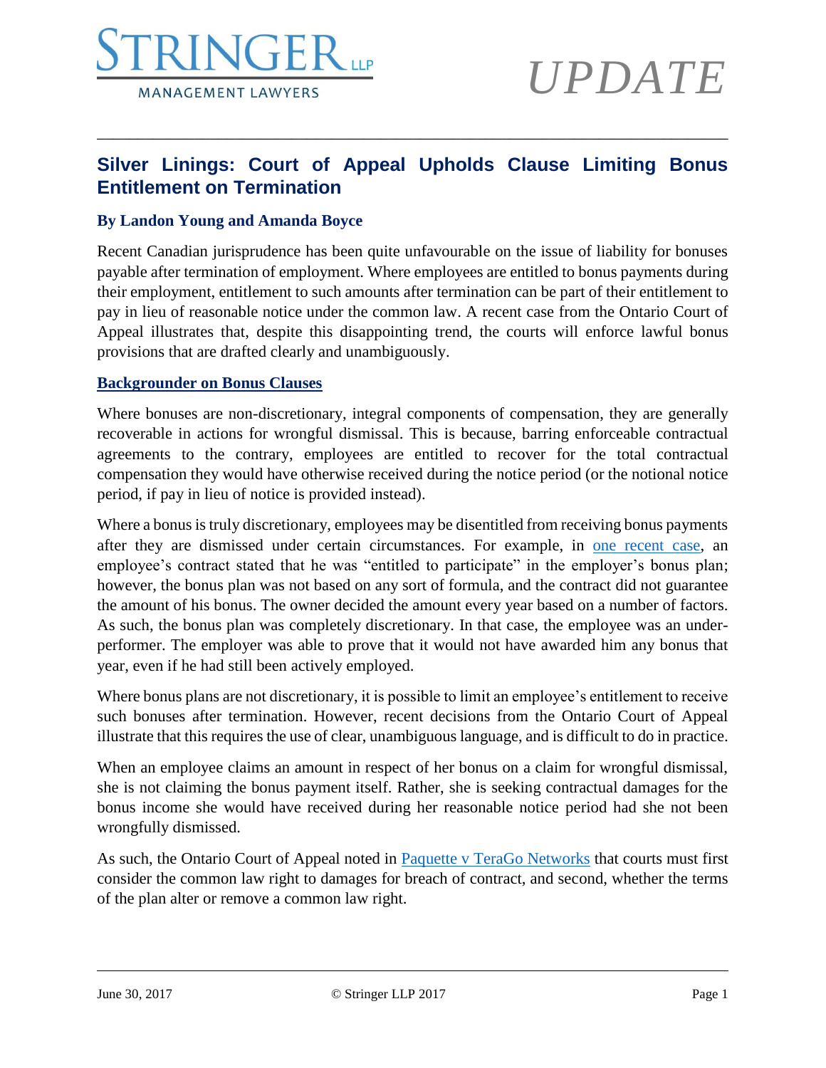# Silver Linings: Court of Appeal Upholds Clause Limiting Bonus Entitlement on Termination

**By Landon Young and Amanda Boyce**

Recent Canadian jurisprudence has been quite unfavourable on the issue of liability for bonuses payable after termination of employment. Where employees are entitled to bonus payments during their employment, entitlement to such amounts after termination can be part of their entitlement to pay in lieu of reasonable notice under the common law. A recent case from the Ontario Court of Appeal illustrates that, despite this disappointing trend, the courts will enforce lawful bonus provisions that are drafted clearly and unambiguously.

## Backgrounder on Bonus Clauses

Where bonuses are non-discretionary, integral components of compensation, they are generally recoverable in actions for wrongful dismissal. This is because, barring enforceable contractual agreements to the contrary, employees are entitled to recover for the total contractual compensation they would have otherwise received during the notice period (or the notional notice period, if pay in lieu of notice is provided instead).

Where a bonus is truly discretionary, employees may be disentitled from receiving bonus payments after they are dismissed under certain circumstances. For example, in one recent case, an employee's contract stated that he was "entitled to participate" in the employer's bonus plan; however, the bonus plan was not based on any sort of formula, and the contract did not guarantee the amount of his bonus. The owner decided the amount every year based on a number of factors. As such, the bonus plan was completely discretionary. In that case, the employee was an under-performer. The employer was able to prove that it would not have awarded him any bonus that year, even if he had still been actively employed.

Where bonus plans are not discretionary, it is possible to limit an employee's entitlement to receive such bonuses after termination. However, recent decisions from the Ontario Court of Appeal illustrate that this requires the use of clear, unambiguous language, and is difficult to do in practice.

When an employee claims an amount in respect of her bonus on a claim for wrongful dismissal, she is not claiming the bonus payment itself. Rather, she is seeking contractual damages for the bonus income she would have received during her reasonable notice period had she not been wrongfully dismissed.

As such, the Ontario Court of Appeal noted in Paquette v TeraGo Networks that courts must first consider the common law right to damages for breach of contract, and second, whether the terms of the plan alter or remove a common law right.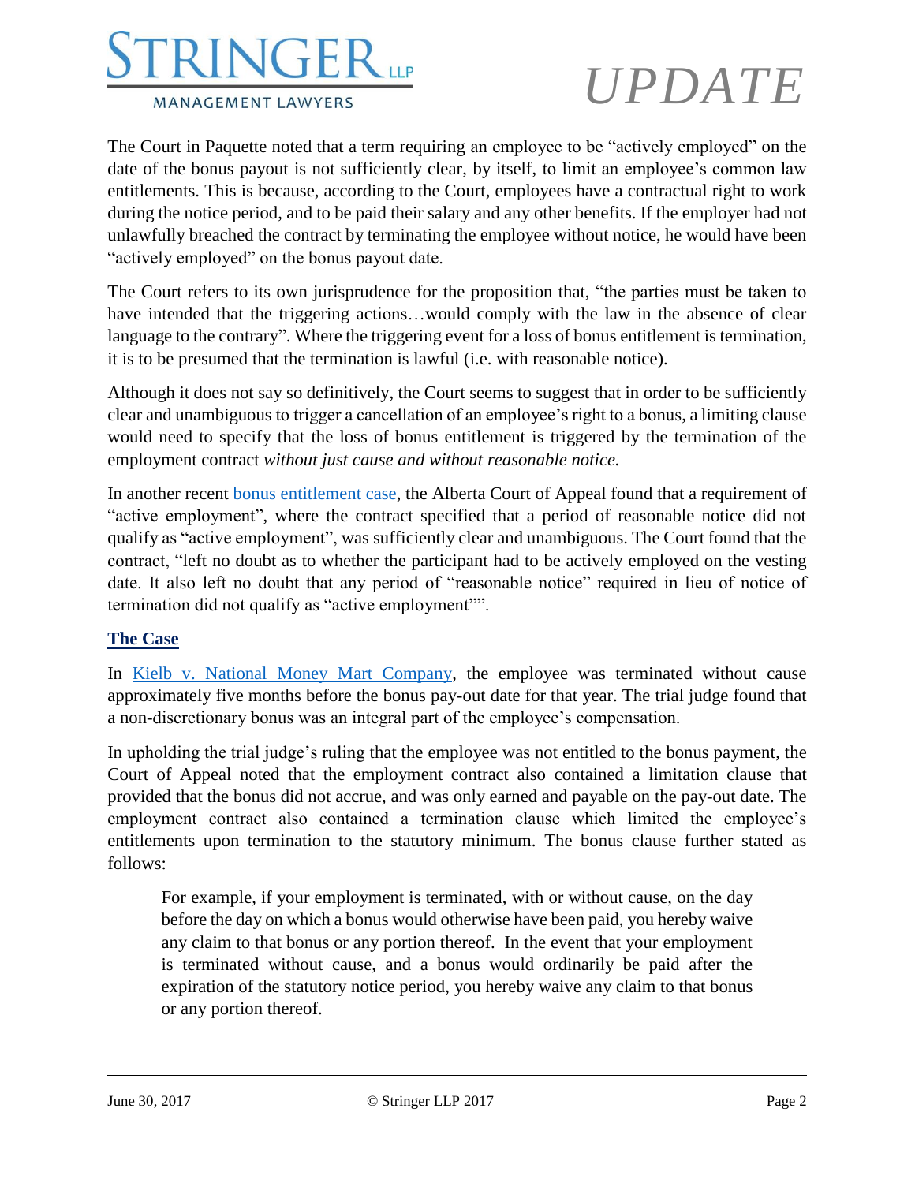The Court in Paquette noted that a term requiring an employee to be "actively employed" on the date of the bonus payout is not sufficiently clear, by itself, to limit an employee's common law entitlements. This is because, according to the Court, employees have a contractual right to work during the notice period, and to be paid their salary and any other benefits. If the employer had not unlawfully breached the contract by terminating the employee without notice, he would have been "actively employed" on the bonus payout date.

The Court refers to its own jurisprudence for the proposition that, "the parties must be taken to have intended that the triggering actions…would comply with the law in the absence of clear language to the contrary". Where the triggering event for a loss of bonus entitlement is termination, it is to be presumed that the termination is lawful (i.e. with reasonable notice).

Although it does not say so definitively, the Court seems to suggest that in order to be sufficiently clear and unambiguous to trigger a cancellation of an employee's right to a bonus, a limiting clause would need to specify that the loss of bonus entitlement is triggered by the termination of the employment contract *without just cause and without reasonable notice.*

In another recent [bonus entitlement case](), the Alberta Court of Appeal found that a requirement of "active employment", where the contract specified that a period of reasonable notice did not qualify as "active employment", was sufficiently clear and unambiguous. The Court found that the contract, "left no doubt as to whether the participant had to be actively employed on the vesting date. It also left no doubt that any period of "reasonable notice" required in lieu of notice of termination did not qualify as "active employment"".

## **The Case**

In [Kielb v. National Money Mart Company](), the employee was terminated without cause approximately five months before the bonus pay-out date for that year. The trial judge found that a non-discretionary bonus was an integral part of the employee's compensation.

In upholding the trial judge's ruling that the employee was not entitled to the bonus payment, the Court of Appeal noted that the employment contract also contained a limitation clause that provided that the bonus did not accrue, and was only earned and payable on the pay-out date. The employment contract also contained a termination clause which limited the employee's entitlements upon termination to the statutory minimum. The bonus clause further stated as follows:

> For example, if your employment is terminated, with or without cause, on the day before the day on which a bonus would otherwise have been paid, you hereby waive any claim to that bonus or any portion thereof. In the event that your employment is terminated without cause, and a bonus would ordinarily be paid after the expiration of the statutory notice period, you hereby waive any claim to that bonus or any portion thereof.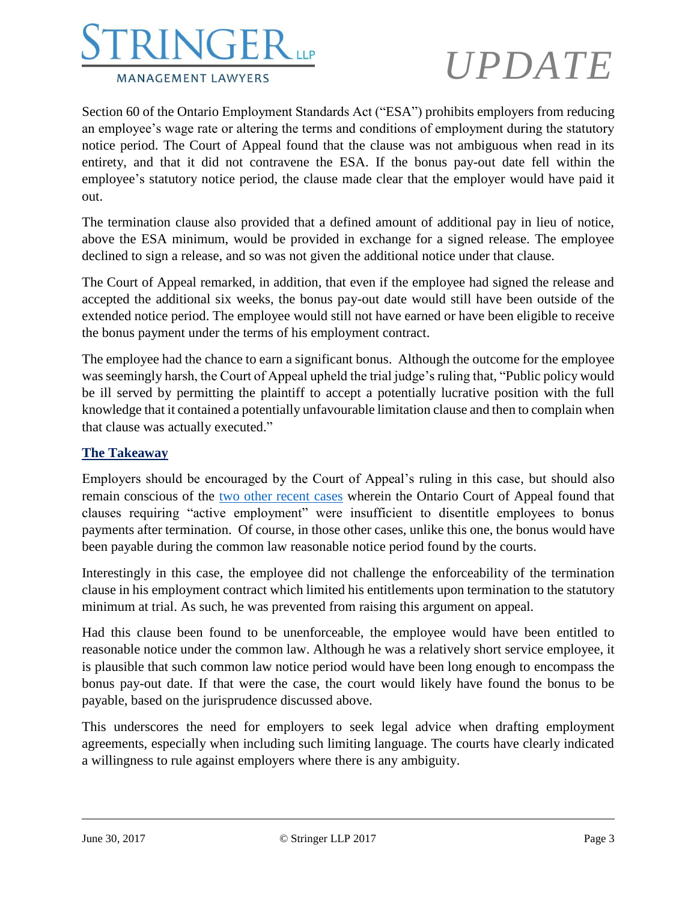Section 60 of the Ontario Employment Standards Act ("ESA") prohibits employers from reducing an employee's wage rate or altering the terms and conditions of employment during the statutory notice period. The Court of Appeal found that the clause was not ambiguous when read in its entirety, and that it did not contravene the ESA. If the bonus pay-out date fell within the employee's statutory notice period, the clause made clear that the employer would have paid it out.

The termination clause also provided that a defined amount of additional pay in lieu of notice, above the ESA minimum, would be provided in exchange for a signed release. The employee declined to sign a release, and so was not given the additional notice under that clause.

The Court of Appeal remarked, in addition, that even if the employee had signed the release and accepted the additional six weeks, the bonus pay-out date would still have been outside of the extended notice period. The employee would still not have earned or have been eligible to receive the bonus payment under the terms of his employment contract.

The employee had the chance to earn a significant bonus. Although the outcome for the employee was seemingly harsh, the Court of Appeal upheld the trial judge's ruling that, "Public policy would be ill served by permitting the plaintiff to accept a potentially lucrative position with the full knowledge that it contained a potentially unfavourable limitation clause and then to complain when that clause was actually executed."

## The Takeaway

Employers should be encouraged by the Court of Appeal's ruling in this case, but should also remain conscious of the two other recent cases wherein the Ontario Court of Appeal found that clauses requiring "active employment" were insufficient to disentitle employees to bonus payments after termination. Of course, in those other cases, unlike this one, the bonus would have been payable during the common law reasonable notice period found by the courts.

Interestingly in this case, the employee did not challenge the enforceability of the termination clause in his employment contract which limited his entitlements upon termination to the statutory minimum at trial. As such, he was prevented from raising this argument on appeal.

Had this clause been found to be unenforceable, the employee would have been entitled to reasonable notice under the common law. Although he was a relatively short service employee, it is plausible that such common law notice period would have been long enough to encompass the bonus pay-out date. If that were the case, the court would likely have found the bonus to be payable, based on the jurisprudence discussed above.

This underscores the need for employers to seek legal advice when drafting employment agreements, especially when including such limiting language. The courts have clearly indicated a willingness to rule against employers where there is any ambiguity.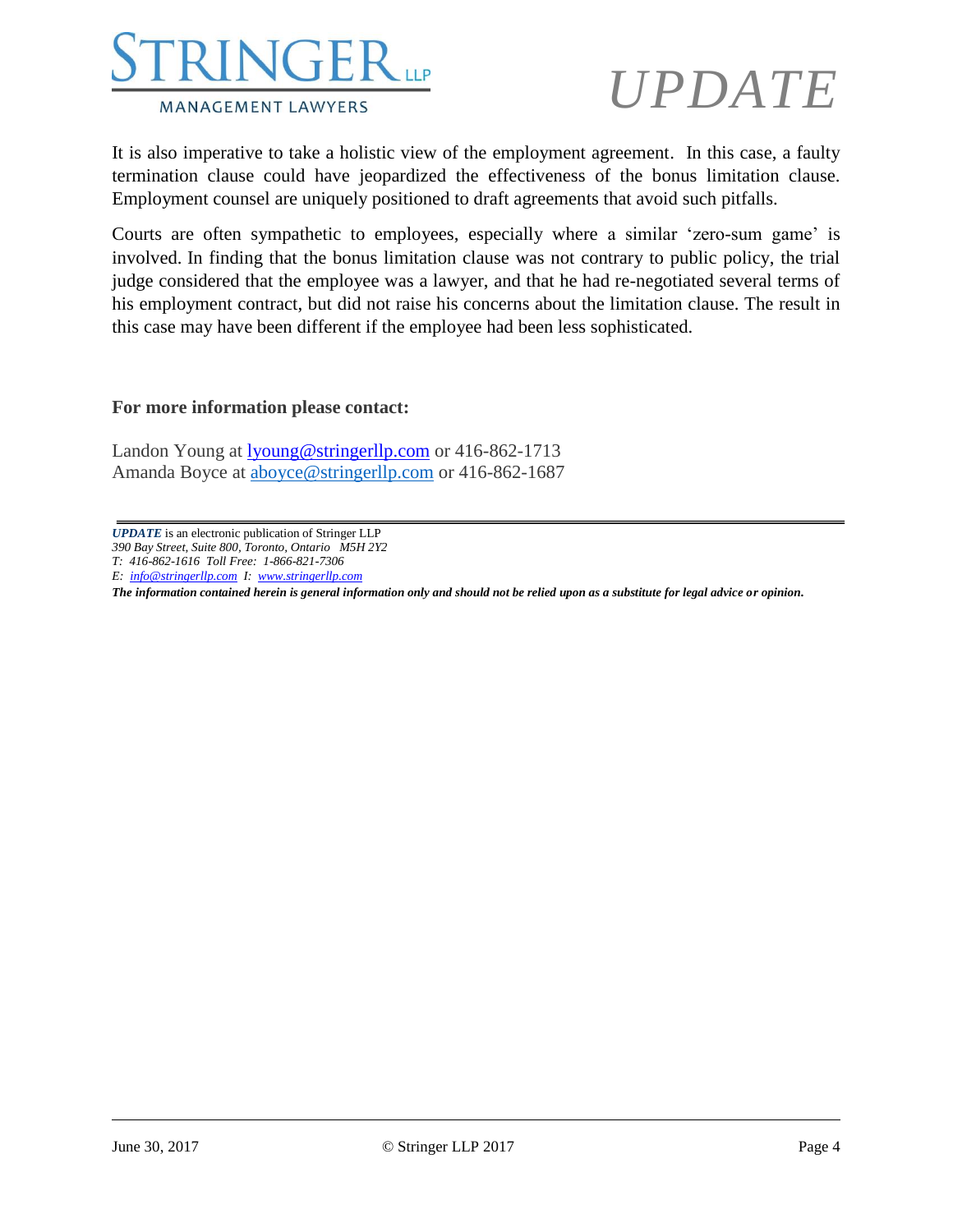It is also imperative to take a holistic view of the employment agreement. In this case, a faulty termination clause could have jeopardized the effectiveness of the bonus limitation clause. Employment counsel are uniquely positioned to draft agreements that avoid such pitfalls.

Courts are often sympathetic to employees, especially where a similar 'zero-sum game' is involved. In finding that the bonus limitation clause was not contrary to public policy, the trial judge considered that the employee was a lawyer, and that he had re-negotiated several terms of his employment contract, but did not raise his concerns about the limitation clause. The result in this case may have been different if the employee had been less sophisticated.

**For more information please contact:**

Landon Young at lyoung@stringerllp.com or 416-862-1713
Amanda Boyce at aboyce@stringerllp.com or 416-862-1687

***UPDATE*** is an electronic publication of Stringer LLP
*390 Bay Street, Suite 800, Toronto, Ontario M5H 2Y2*
*T: 416-862-1616 Toll Free: 1-866-821-7306*
*E: info@stringerllp.com I: www.stringerllp.com*
***The information contained herein is general information only and should not be relied upon as a substitute for legal advice or opinion.***